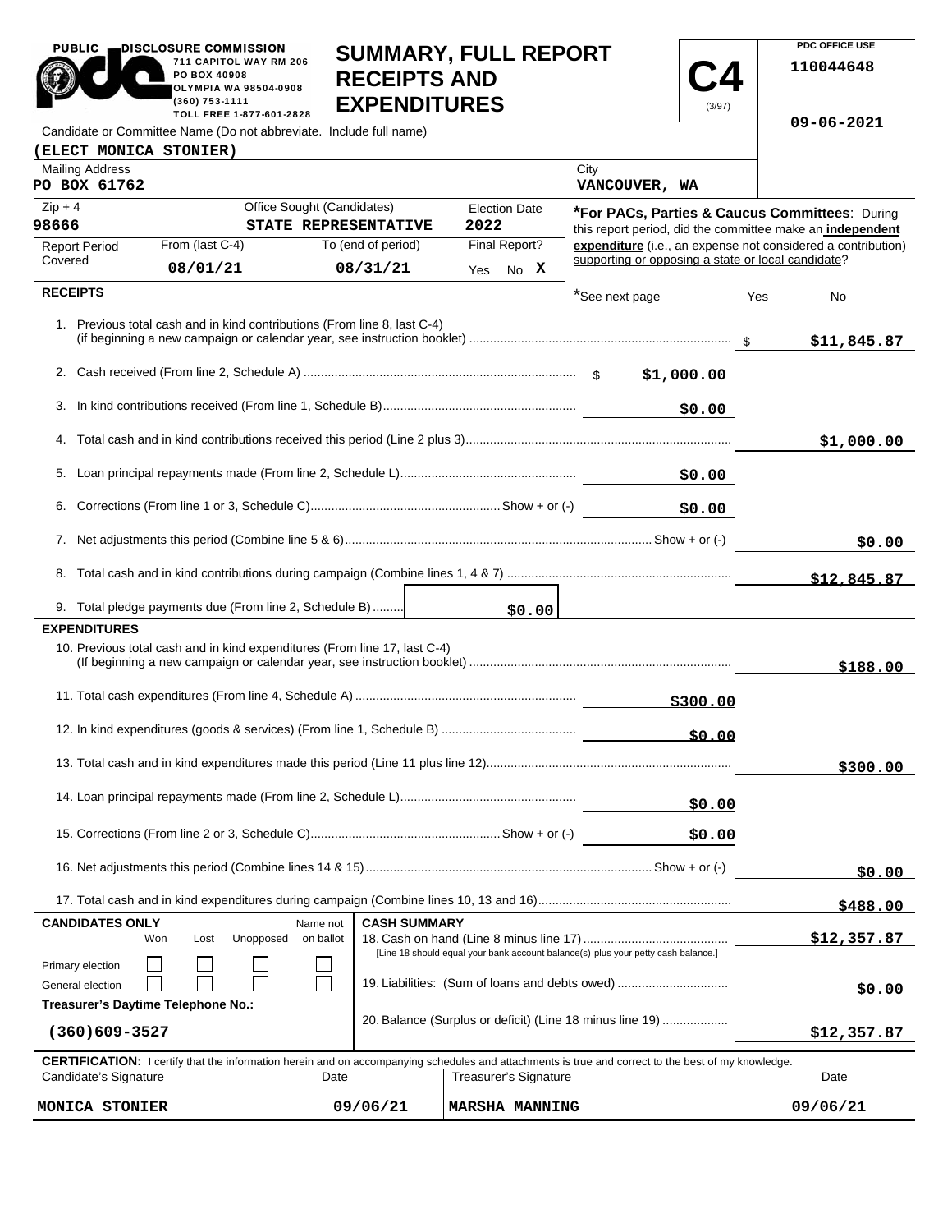PUBLIC DISCLOSURE COMMISSION
711 CAPITOL WAY RM 206
PO BOX 40908
OLYMPIA WA 98504-0908
(360) 753-1111
TOLL FREE 1-877-601-2828

# SUMMARY, FULL REPORT RECEIPTS AND EXPENDITURES

**C4** (3/97)

PDC OFFICE USE
110044648

09-06-2021

Candidate or Committee Name (Do not abbreviate. Include full name)
**(ELECT MONICA STONIER)**

| Mailing Address | City |
|---|---|
| PO BOX 61762 | VANCOUVER, WA |

| Zip + 4 | Office Sought (Candidates) | Election Date |
|---|---|---|
| 98666 | STATE REPRESENTATIVE | 2022 |

| Report Period Covered | From (last C-4) | To (end of period) | Final Report? |
|---|---|---|---|
| | 08/01/21 | 08/31/21 | Yes No X |

***For PACs, Parties & Caucus Committees**: During this report period, did the committee make an **independent expenditure** (i.e., an expense not considered a contribution) supporting or opposing a state or local candidate?

*See next page — Yes — No

## RECEIPTS

| Line | Description | | |
|---|---|---|---|
| 1. | Previous total cash and in kind contributions (From line 8, last C-4) (if beginning a new campaign or calendar year, see instruction booklet) | | $11,845.87 |
| 2. | Cash received (From line 2, Schedule A) | $1,000.00 | |
| 3. | In kind contributions received (From line 1, Schedule B) | $0.00 | |
| 4. | Total cash and in kind contributions received this period (Line 2 plus 3) | | $1,000.00 |
| 5. | Loan principal repayments made (From line 2, Schedule L) | $0.00 | |
| 6. | Corrections (From line 1 or 3, Schedule C) Show + or (-) | $0.00 | |
| 7. | Net adjustments this period (Combine line 5 & 6) Show + or (-) | | $0.00 |
| 8. | Total cash and in kind contributions during campaign (Combine lines 1, 4 & 7) | | $12,845.87 |
| 9. | Total pledge payments due (From line 2, Schedule B) | $0.00 | |

## EXPENDITURES

| Line | Description | | |
|---|---|---|---|
| 10. | Previous total cash and in kind expenditures (From line 17, last C-4) (If beginning a new campaign or calendar year, see instruction booklet) | | $188.00 |
| 11. | Total cash expenditures (From line 4, Schedule A) | $300.00 | |
| 12. | In kind expenditures (goods & services) (From line 1, Schedule B) | $0.00 | |
| 13. | Total cash and in kind expenditures made this period (Line 11 plus line 12) | | $300.00 |
| 14. | Loan principal repayments made (From line 2, Schedule L) | $0.00 | |
| 15. | Corrections (From line 2 or 3, Schedule C) Show + or (-) | $0.00 | |
| 16. | Net adjustments this period (Combine lines 14 & 15) Show + or (-) | | $0.00 |
| 17. | Total cash and in kind expenditures during campaign (Combine lines 10, 13 and 16) | | $488.00 |

**CANDIDATES ONLY**

| | Won | Lost | Unopposed | Name not on ballot |
|---|---|---|---|---|
| Primary election | ☐ | ☐ | ☐ | ☐ |
| General election | ☐ | ☐ | ☐ | ☐ |

**Treasurer's Daytime Telephone No.:** (360)609-3527

**CASH SUMMARY**

| Line | Description | Amount |
|---|---|---|
| 18. | Cash on hand (Line 8 minus line 17) [Line 18 should equal your bank account balance(s) plus your petty cash balance.] | $12,357.87 |
| 19. | Liabilities: (Sum of loans and debts owed) | $0.00 |
| 20. | Balance (Surplus or deficit) (Line 18 minus line 19) | $12,357.87 |

**CERTIFICATION:** I certify that the information herein and on accompanying schedules and attachments is true and correct to the best of my knowledge.

| Candidate's Signature | Date | Treasurer's Signature | Date |
|---|---|---|---|
| MONICA STONIER | 09/06/21 | MARSHA MANNING | 09/06/21 |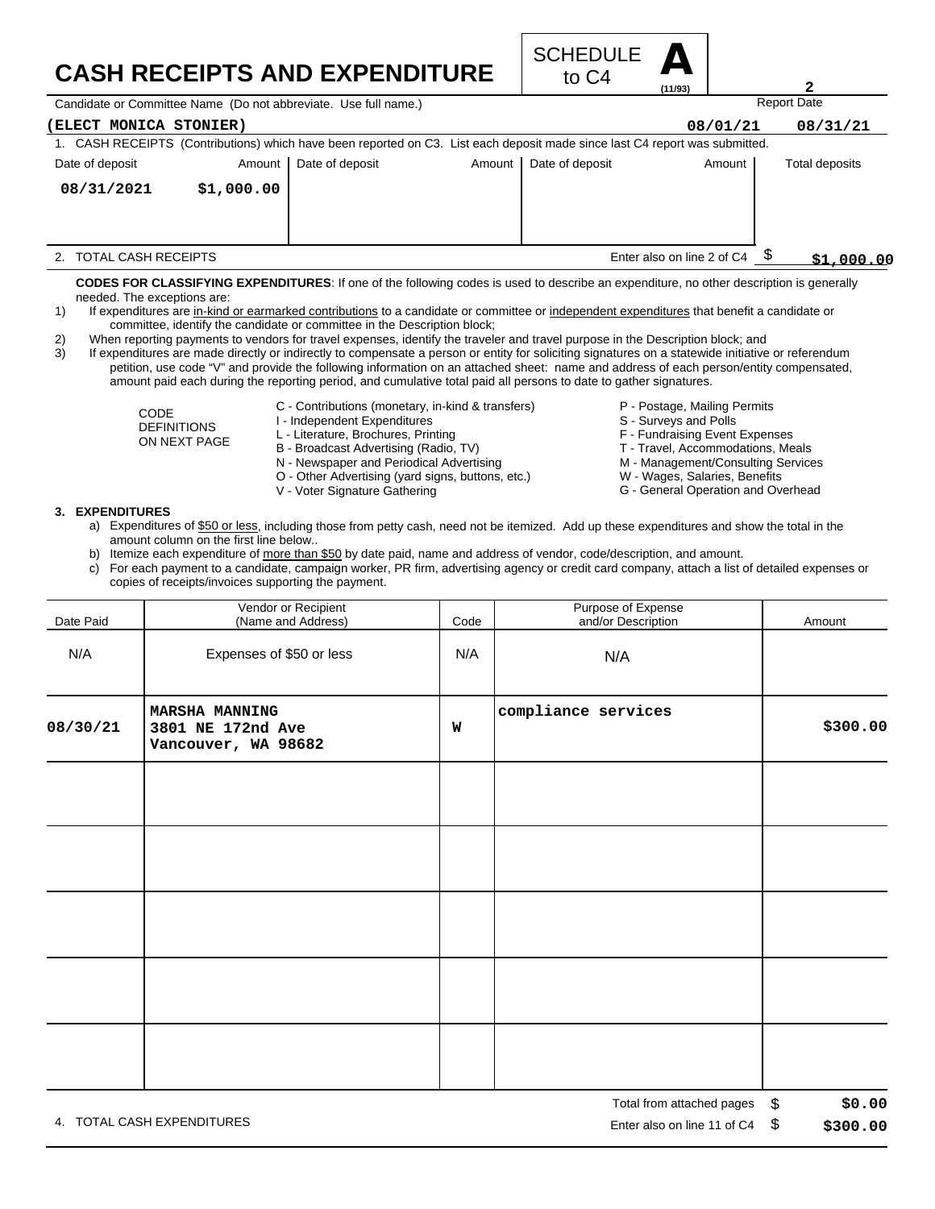# CASH RECEIPTS AND EXPENDITURE

SCHEDULE **A** to C4 (11/93)

Candidate or Committee Name (Do not abbreviate. Use full name.)

**(ELECT MONICA STONIER)**

Report Date: **08/01/21** **08/31/21**

1. CASH RECEIPTS (Contributions) which have been reported on C3. List each deposit made since last C4 report was submitted.

| Date of deposit | Amount | Date of deposit | Amount | Date of deposit | Amount | Total deposits |
|---|---|---|---|---|---|---|
| 08/31/2021 | $1,000.00 | | | | | |

2. TOTAL CASH RECEIPTS — Enter also on line 2 of C4 $ **$1,000.00**

**CODES FOR CLASSIFYING EXPENDITURES**: If one of the following codes is used to describe an expenditure, no other description is generally needed. The exceptions are:

1) If expenditures are in-kind or earmarked contributions to a candidate or committee or independent expenditures that benefit a candidate or committee, identify the candidate or committee in the Description block;
2) When reporting payments to vendors for travel expenses, identify the traveler and travel purpose in the Description block; and
3) If expenditures are made directly or indirectly to compensate a person or entity for soliciting signatures on a statewide initiative or referendum petition, use code "V" and provide the following information on an attached sheet: name and address of each person/entity compensated, amount paid each during the reporting period, and cumulative total paid all persons to date to gather signatures.

CODE DEFINITIONS ON NEXT PAGE

- C - Contributions (monetary, in-kind & transfers)
- I - Independent Expenditures
- L - Literature, Brochures, Printing
- B - Broadcast Advertising (Radio, TV)
- N - Newspaper and Periodical Advertising
- O - Other Advertising (yard signs, buttons, etc.)
- V - Voter Signature Gathering
- P - Postage, Mailing Permits
- S - Surveys and Polls
- F - Fundraising Event Expenses
- T - Travel, Accommodations, Meals
- M - Management/Consulting Services
- W - Wages, Salaries, Benefits
- G - General Operation and Overhead

**3. EXPENDITURES**

a) Expenditures of $50 or less, including those from petty cash, need not be itemized. Add up these expenditures and show the total in the amount column on the first line below..
b) Itemize each expenditure of more than $50 by date paid, name and address of vendor, code/description, and amount.
c) For each payment to a candidate, campaign worker, PR firm, advertising agency or credit card company, attach a list of detailed expenses or copies of receipts/invoices supporting the payment.

| Date Paid | Vendor or Recipient (Name and Address) | Code | Purpose of Expense and/or Description | Amount |
|---|---|---|---|---|
| N/A | Expenses of $50 or less | N/A | N/A | |
| 08/30/21 | MARSHA MANNING 3801 NE 172nd Ave Vancouver, WA 98682 | W | compliance services | $300.00 |
| | | | | |
| | | | | |
| | | | | |
| | | | | |
| | | | | |

Total from attached pages $ **$0.00**

4. TOTAL CASH EXPENDITURES — Enter also on line 11 of C4 $ **$300.00**